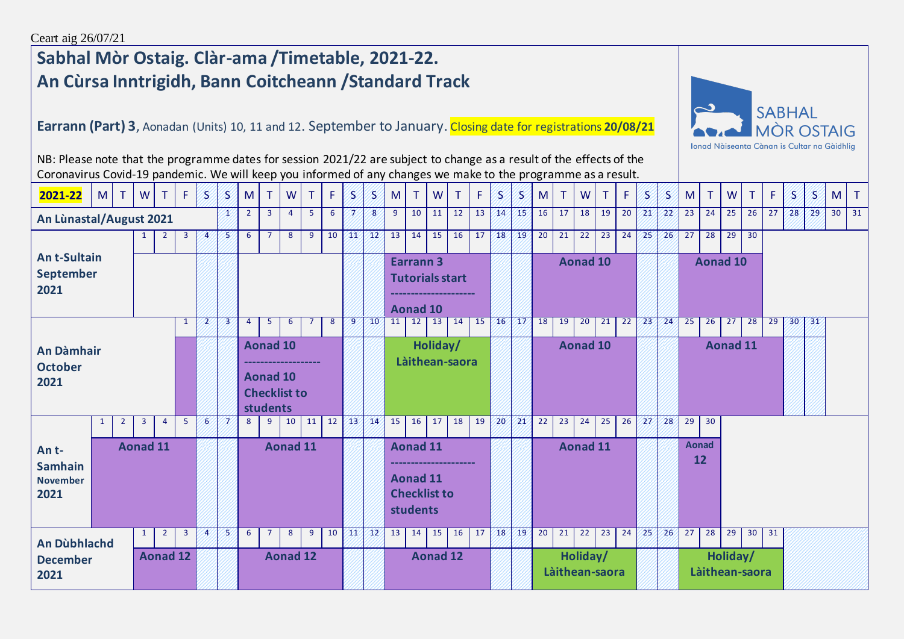Ceart aig 26/07/21

# Sabhal Mòr Ostaig. Clàr-ama /Timetable, 2021-22.
## An Cùrsa Inntrigidh, Bann Coitcheann /Standard Track

**Earrann (Part) 3**, Aonadan (Units) 10, 11 and 12. September to January. Closing date for registrations **20/08/21**

SABHAL MÒR OSTAIG
Ionad Nàiseanta Cànan is Cultar na Gàidhlig

NB: Please note that the programme dates for session 2021/22 are subject to change as a result of the effects of the Coronavirus Covid-19 pandemic. We will keep you informed of any changes we make to the programme as a result.

**2021-22**

| Month | Dates (M–F) | Activity |
|---|---|---|
| An Lùnastal/August 2021 | 1–31 | |
| An t-Sultain / September 2021 | 1–3 | |
| | 6–10 | |
| | 13–17 | Earrann 3 Tutorials start<br>--------------------<br>Aonad 10 |
| | 20–24 | Aonad 10 |
| | 27–30 | Aonad 10 |
| An Dàmhair / October 2021 | 1 | (Aonad 10) |
| | 4–8 | Aonad 10<br>------------------<br>Aonad 10 Checklist to students |
| | 11–15 | Holiday/ Làithean-saora |
| | 18–22 | Aonad 10 |
| | 25–29 | Aonad 11 |
| An t-Samhain / November 2021 | 1–5 | Aonad 11 |
| | 8–12 | Aonad 11 |
| | 15–19 | Aonad 11<br>--------------------<br>Aonad 11 Checklist to students |
| | 22–26 | Aonad 11 |
| | 29–30 | Aonad 12 |
| An Dùbhlachd / December 2021 | 1–3 | Aonad 12 |
| | 6–10 | Aonad 12 |
| | 13–17 | Aonad 12 |
| | 20–24 | Holiday/ Làithean-saora |
| | 27–31 | Holiday/ Làithean-saora |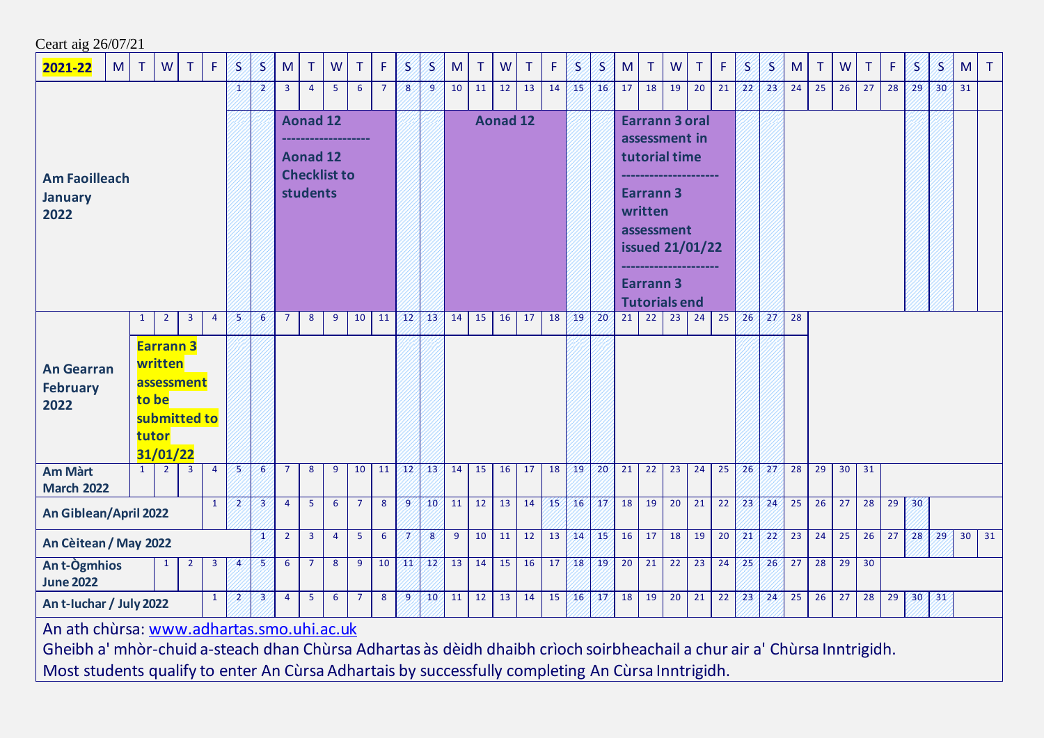Ceart aig 26/07/21

| 2021-22 | M | T | W | T | F | S | S | M | T | W | T | F | S | S | M | T | W | T | F | S | S | M | T | W | T | F | S | S | M | T | W | T | F | S | S | M | T |
|---|---|---|---|---|---|---|---|---|---|---|---|---|---|---|---|---|---|---|---|---|---|---|---|---|---|---|---|---|---|---|---|---|---|---|---|---|---|
| **Am Faoilleach January 2022** | | | | | | 1 | 2 | 3 | 4 | 5 | 6 | 7 | 8 | 9 | 10 | 11 | 12 | 13 | 14 | 15 | 16 | 17 | 18 | 19 | 20 | 21 | 22 | 23 | 24 | 25 | 26 | 27 | 28 | 29 | 30 | 31 | |
| | | | | | | | | **Aonad 12 ------------------- Aonad 12 Checklist to students** | | | | | | | **Aonad 12** | | | | | | | **Earrann 3 oral assessment in tutorial time -------------------- Earrann 3 written assessment issued 21/01/22 -------------------- Earrann 3 Tutorials end** | | | | | | | | | | | | | | | |
| **An Gearran February 2022** | | 1 | 2 | 3 | 4 | 5 | 6 | 7 | 8 | 9 | 10 | 11 | 12 | 13 | 14 | 15 | 16 | 17 | 18 | 19 | 20 | 21 | 22 | 23 | 24 | 25 | 26 | 27 | 28 | | | | | | | | |
| | | **Earrann 3 written assessment to be submitted to tutor 31/01/22** | | | | | | | | | | | | | | | | | | | | | | | | | | | | | | | | | | | |
| **Am Màrt March 2022** | | 1 | 2 | 3 | 4 | 5 | 6 | 7 | 8 | 9 | 10 | 11 | 12 | 13 | 14 | 15 | 16 | 17 | 18 | 19 | 20 | 21 | 22 | 23 | 24 | 25 | 26 | 27 | 28 | 29 | 30 | 31 | | | | | |
| **An Giblean/April 2022** | | | | | 1 | 2 | 3 | 4 | 5 | 6 | 7 | 8 | 9 | 10 | 11 | 12 | 13 | 14 | 15 | 16 | 17 | 18 | 19 | 20 | 21 | 22 | 23 | 24 | 25 | 26 | 27 | 28 | 29 | 30 | | | |
| **An Cèitean / May 2022** | | | | | | | 1 | 2 | 3 | 4 | 5 | 6 | 7 | 8 | 9 | 10 | 11 | 12 | 13 | 14 | 15 | 16 | 17 | 18 | 19 | 20 | 21 | 22 | 23 | 24 | 25 | 26 | 27 | 28 | 29 | 30 | 31 |
| **An t-Ògmhios June 2022** | | | 1 | 2 | 3 | 4 | 5 | 6 | 7 | 8 | 9 | 10 | 11 | 12 | 13 | 14 | 15 | 16 | 17 | 18 | 19 | 20 | 21 | 22 | 23 | 24 | 25 | 26 | 27 | 28 | 29 | 30 | | | | | |
| **An t-Iuchar / July 2022** | | | | | 1 | 2 | 3 | 4 | 5 | 6 | 7 | 8 | 9 | 10 | 11 | 12 | 13 | 14 | 15 | 16 | 17 | 18 | 19 | 20 | 21 | 22 | 23 | 24 | 25 | 26 | 27 | 28 | 29 | 30 | 31 | | |

An ath chùrsa: [www.adhartas.smo.uhi.ac.uk](http://www.adhartas.smo.uhi.ac.uk)

Gheibh a' mhòr-chuid a-steach dhan Chùrsa Adhartas às dèidh dhaibh crìoch soirbheachail a chur air a' Chùrsa Inntrigidh.

Most students qualify to enter An Cùrsa Adhartais by successfully completing An Cùrsa Inntrigidh.